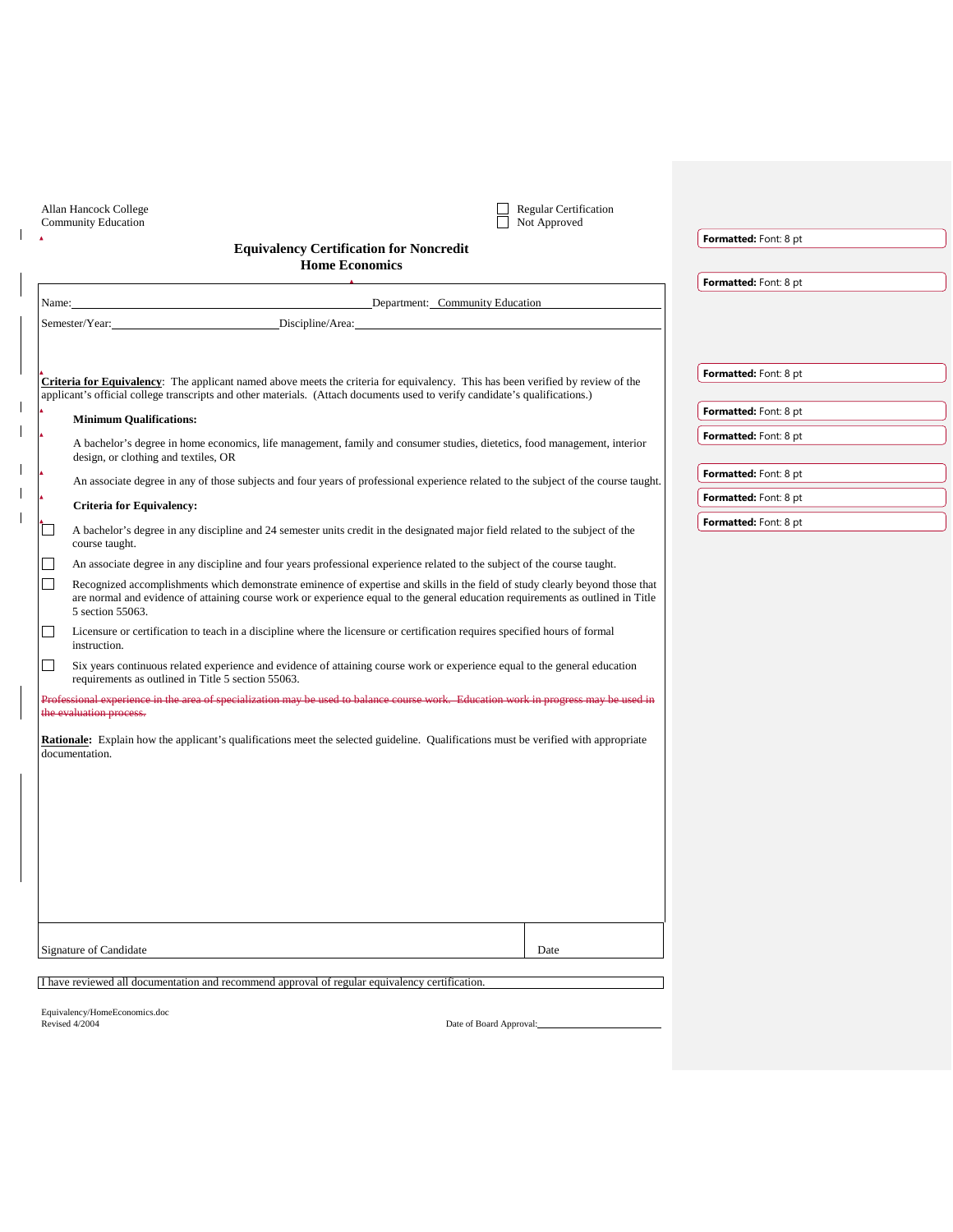Allan Hancock College
Community Education

☐ Regular Certification
☐ Not Approved

## Equivalency Certification for Noncredit
## Home Economics

Name:______________________________ Department: Community Education

Semester/Year:____________________ Discipline/Area:______________________________

**Criteria for Equivalency**: The applicant named above meets the criteria for equivalency. This has been verified by review of the applicant's official college transcripts and other materials. (Attach documents used to verify candidate's qualifications.)

**Minimum Qualifications:**

A bachelor's degree in home economics, life management, family and consumer studies, dietetics, food management, interior design, or clothing and textiles, OR

An associate degree in any of those subjects and four years of professional experience related to the subject of the course taught.

**Criteria for Equivalency:**

☐ A bachelor's degree in any discipline and 24 semester units credit in the designated major field related to the subject of the course taught.

☐ An associate degree in any discipline and four years professional experience related to the subject of the course taught.

☐ Recognized accomplishments which demonstrate eminence of expertise and skills in the field of study clearly beyond those that are normal and evidence of attaining course work or experience equal to the general education requirements as outlined in Title 5 section 55063.

☐ Licensure or certification to teach in a discipline where the licensure or certification requires specified hours of formal instruction.

☐ Six years continuous related experience and evidence of attaining course work or experience equal to the general education requirements as outlined in Title 5 section 55063.

~~Professional experience in the area of specialization may be used to balance course work. Education work in progress may be used in the evaluation process.~~

**Rationale:** Explain how the applicant's qualifications meet the selected guideline. Qualifications must be verified with appropriate documentation.

Signature of Candidate | Date

I have reviewed all documentation and recommend approval of regular equivalency certification.

Equivalency/HomeEconomics.doc
Revised 4/2004

Date of Board Approval:____________________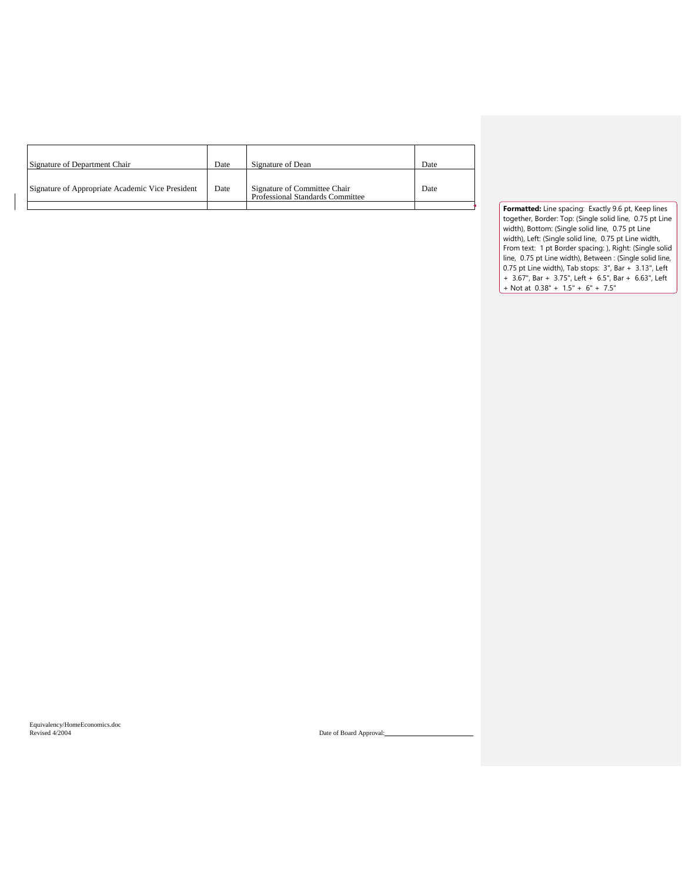| | | | |
|---|---|---|---|
| Signature of Department Chair | Date | Signature of Dean | Date |
| Signature of Appropriate Academic Vice President | Date | Signature of Committee Chair<br>Professional Standards Committee | Date |
| | | | |

**Formatted:** Line spacing: Exactly 9.6 pt, Keep lines together, Border: Top: (Single solid line, 0.75 pt Line width), Bottom: (Single solid line, 0.75 pt Line width), Left: (Single solid line, 0.75 pt Line width, From text: 1 pt Border spacing: ), Right: (Single solid line, 0.75 pt Line width), Between : (Single solid line, 0.75 pt Line width), Tab stops: 3", Bar + 3.13", Left + 3.67", Bar + 3.75", Left + 6.5", Bar + 6.63", Left + Not at 0.38" + 1.5" + 6" + 7.5"

Equivalency/HomeEconomics.doc
Revised 4/2004

Date of Board Approval: ______________________